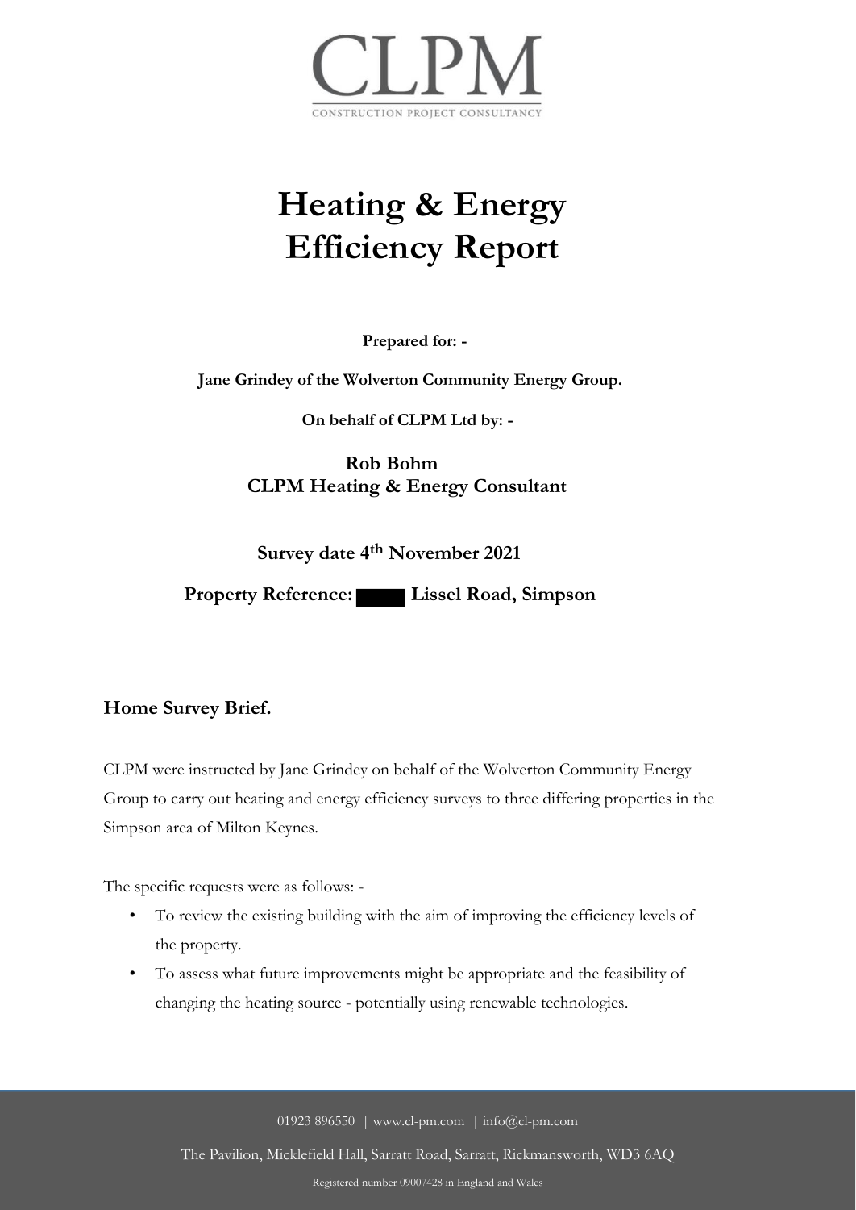# CLPM

CONSTRUCTION PROJECT CONSULTANCY

# Heating & Energy Efficiency Report

**Prepared for: -**

**Jane Grindey of the Wolverton Community Energy Group.**

**On behalf of CLPM Ltd by: -**

**Rob Bohm**
**CLPM Heating & Energy Consultant**

**Survey date 4th November 2021**

**Property Reference: ████ Lissel Road, Simpson**

## Home Survey Brief.

CLPM were instructed by Jane Grindey on behalf of the Wolverton Community Energy Group to carry out heating and energy efficiency surveys to three differing properties in the Simpson area of Milton Keynes.

The specific requests were as follows: -

- To review the existing building with the aim of improving the efficiency levels of the property.
- To assess what future improvements might be appropriate and the feasibility of changing the heating source - potentially using renewable technologies.

01923 896550 | www.cl-pm.com | info@cl-pm.com

The Pavilion, Micklefield Hall, Sarratt Road, Sarratt, Rickmansworth, WD3 6AQ

Registered number 09007428 in England and Wales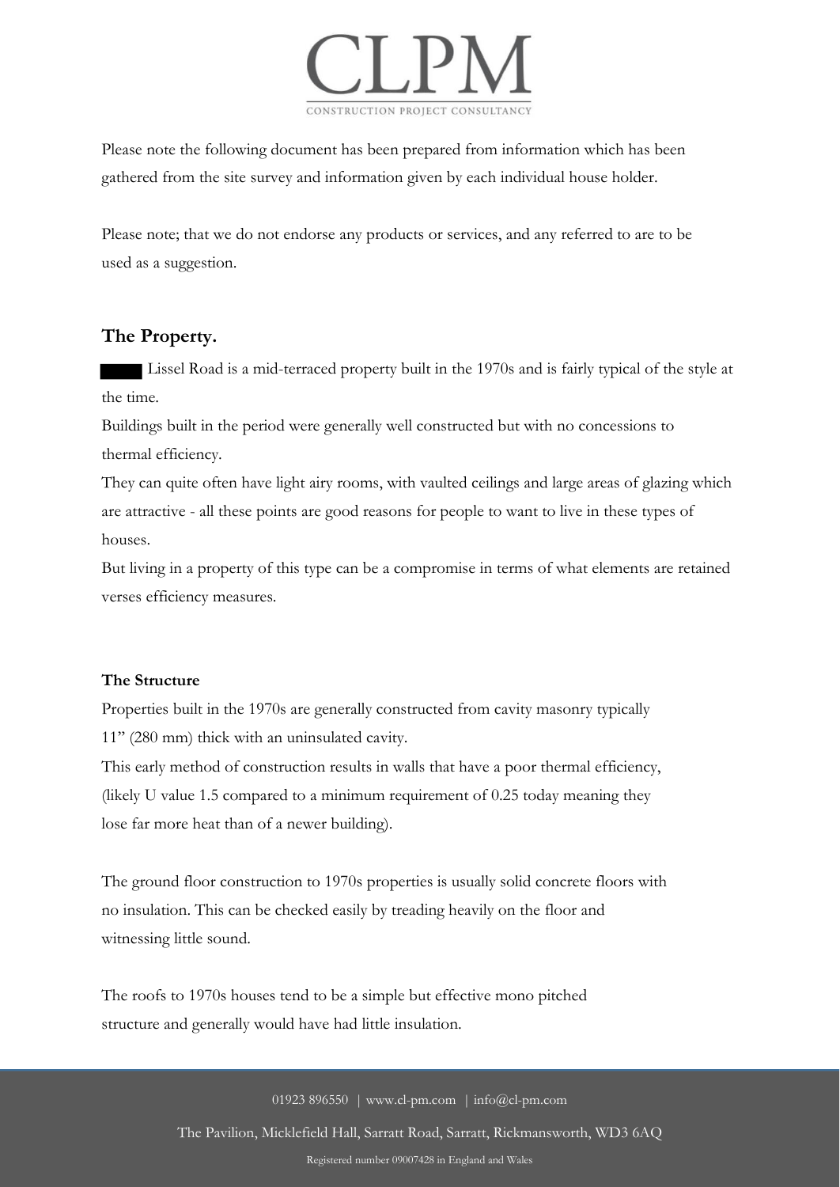Please note the following document has been prepared from information which has been gathered from the site survey and information given by each individual house holder.

Please note; that we do not endorse any products or services, and any referred to are to be used as a suggestion.

## The Property.

████ Lissel Road is a mid-terraced property built in the 1970s and is fairly typical of the style at the time.

Buildings built in the period were generally well constructed but with no concessions to thermal efficiency.

They can quite often have light airy rooms, with vaulted ceilings and large areas of glazing which are attractive - all these points are good reasons for people to want to live in these types of houses.

But living in a property of this type can be a compromise in terms of what elements are retained verses efficiency measures.

### The Structure

Properties built in the 1970s are generally constructed from cavity masonry typically 11" (280 mm) thick with an uninsulated cavity.

This early method of construction results in walls that have a poor thermal efficiency, (likely U value 1.5 compared to a minimum requirement of 0.25 today meaning they lose far more heat than of a newer building).

The ground floor construction to 1970s properties is usually solid concrete floors with no insulation. This can be checked easily by treading heavily on the floor and witnessing little sound.

The roofs to 1970s houses tend to be a simple but effective mono pitched structure and generally would have had little insulation.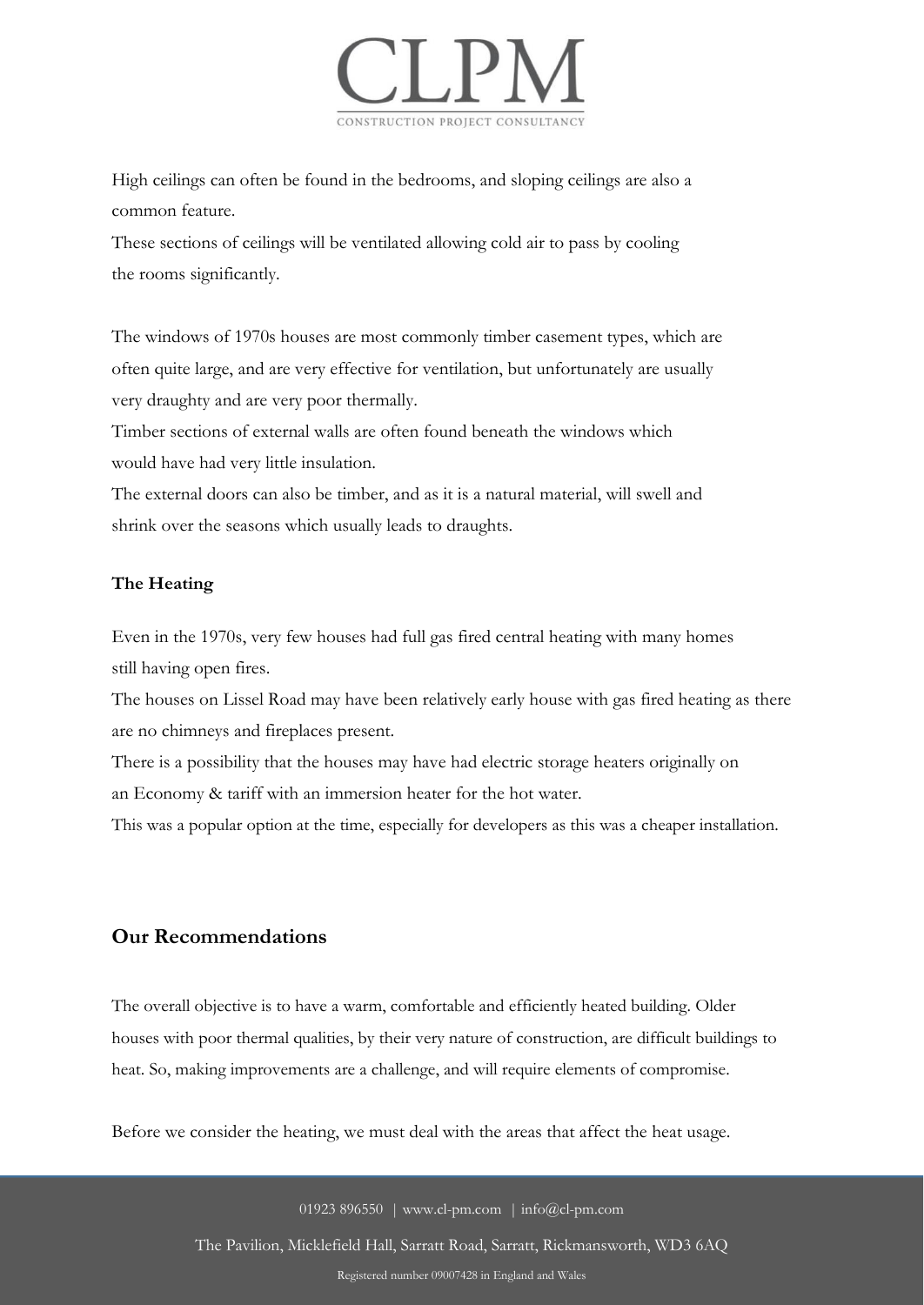High ceilings can often be found in the bedrooms, and sloping ceilings are also a common feature.

These sections of ceilings will be ventilated allowing cold air to pass by cooling the rooms significantly.

The windows of 1970s houses are most commonly timber casement types, which are often quite large, and are very effective for ventilation, but unfortunately are usually very draughty and are very poor thermally.

Timber sections of external walls are often found beneath the windows which would have had very little insulation.

The external doors can also be timber, and as it is a natural material, will swell and shrink over the seasons which usually leads to draughts.

**The Heating**

Even in the 1970s, very few houses had full gas fired central heating with many homes still having open fires.

The houses on Lissel Road may have been relatively early house with gas fired heating as there are no chimneys and fireplaces present.

There is a possibility that the houses may have had electric storage heaters originally on an Economy & tariff with an immersion heater for the hot water.

This was a popular option at the time, especially for developers as this was a cheaper installation.

## Our Recommendations

The overall objective is to have a warm, comfortable and efficiently heated building. Older houses with poor thermal qualities, by their very nature of construction, are difficult buildings to heat. So, making improvements are a challenge, and will require elements of compromise.

Before we consider the heating, we must deal with the areas that affect the heat usage.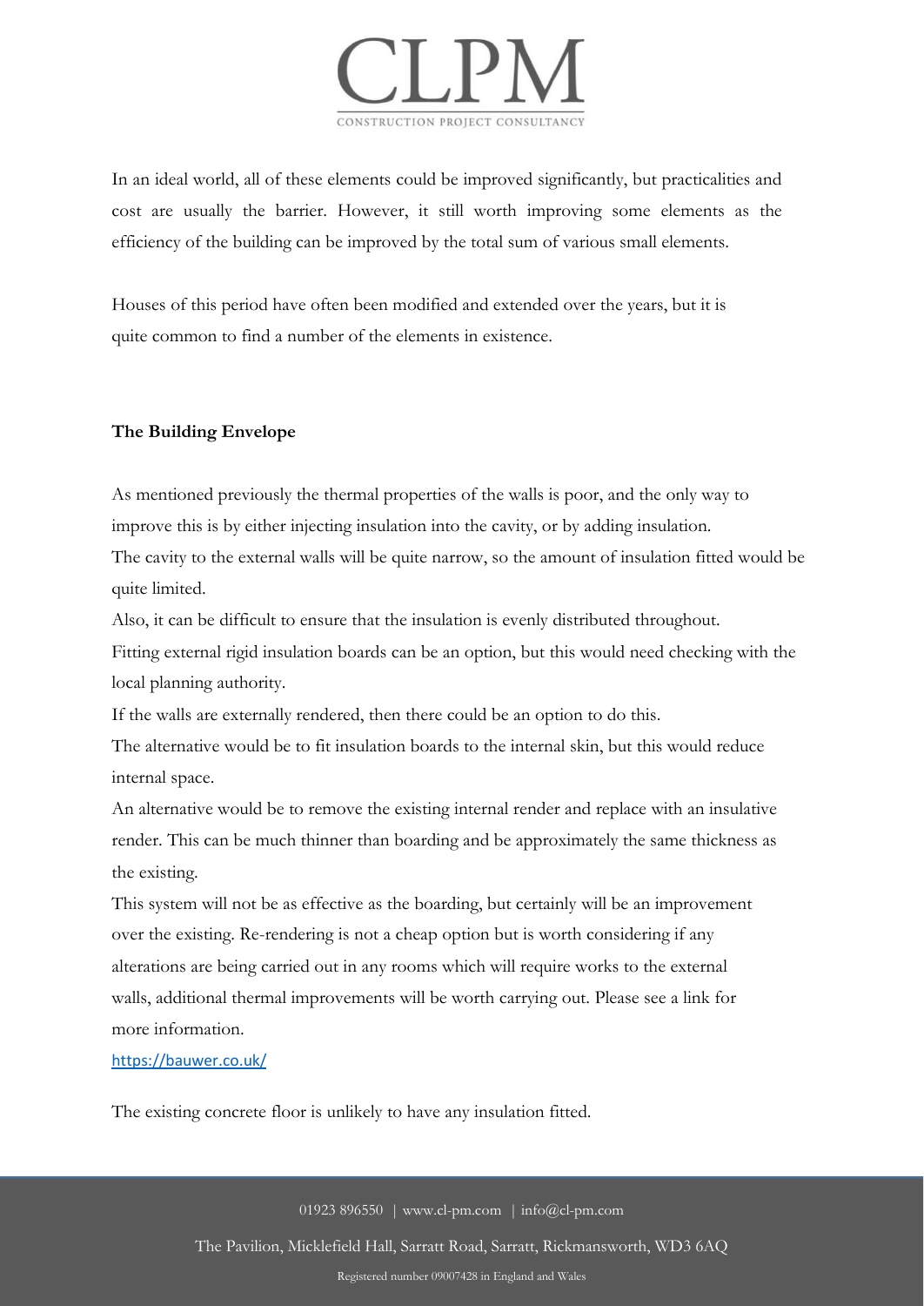In an ideal world, all of these elements could be improved significantly, but practicalities and cost are usually the barrier. However, it still worth improving some elements as the efficiency of the building can be improved by the total sum of various small elements.

Houses of this period have often been modified and extended over the years, but it is quite common to find a number of the elements in existence.

**The Building Envelope**

As mentioned previously the thermal properties of the walls is poor, and the only way to improve this is by either injecting insulation into the cavity, or by adding insulation.

The cavity to the external walls will be quite narrow, so the amount of insulation fitted would be quite limited.

Also, it can be difficult to ensure that the insulation is evenly distributed throughout.

Fitting external rigid insulation boards can be an option, but this would need checking with the local planning authority.

If the walls are externally rendered, then there could be an option to do this.

The alternative would be to fit insulation boards to the internal skin, but this would reduce internal space.

An alternative would be to remove the existing internal render and replace with an insulative render. This can be much thinner than boarding and be approximately the same thickness as the existing.

This system will not be as effective as the boarding, but certainly will be an improvement over the existing. Re-rendering is not a cheap option but is worth considering if any alterations are being carried out in any rooms which will require works to the external walls, additional thermal improvements will be worth carrying out. Please see a link for more information.

https://bauwer.co.uk/

The existing concrete floor is unlikely to have any insulation fitted.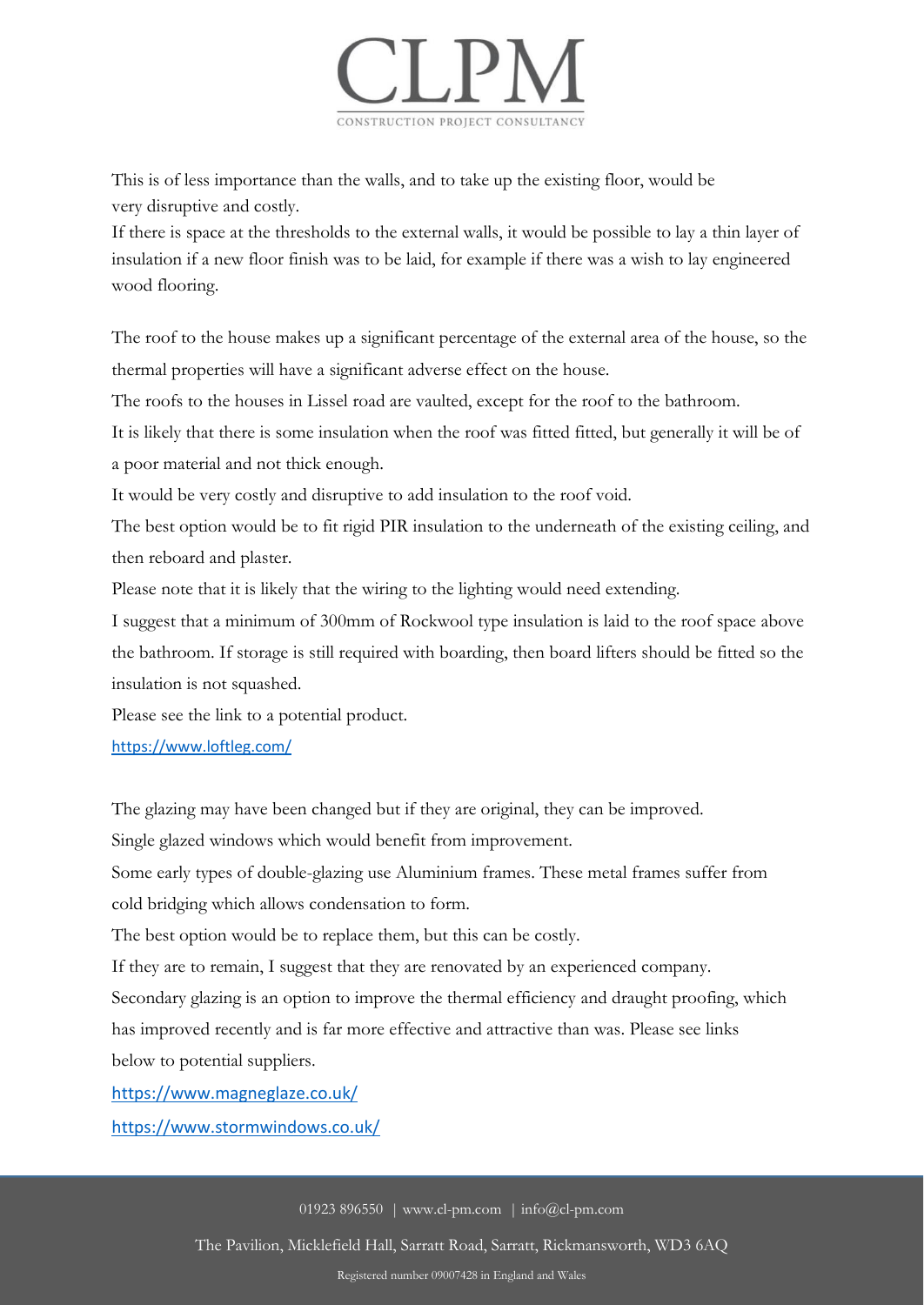This is of less importance than the walls, and to take up the existing floor, would be very disruptive and costly.
If there is space at the thresholds to the external walls, it would be possible to lay a thin layer of insulation if a new floor finish was to be laid, for example if there was a wish to lay engineered wood flooring.

The roof to the house makes up a significant percentage of the external area of the house, so the thermal properties will have a significant adverse effect on the house.
The roofs to the houses in Lissel road are vaulted, except for the roof to the bathroom.
It is likely that there is some insulation when the roof was fitted fitted, but generally it will be of a poor material and not thick enough.
It would be very costly and disruptive to add insulation to the roof void.
The best option would be to fit rigid PIR insulation to the underneath of the existing ceiling, and then reboard and plaster.
Please note that it is likely that the wiring to the lighting would need extending.
I suggest that a minimum of 300mm of Rockwool type insulation is laid to the roof space above the bathroom. If storage is still required with boarding, then board lifters should be fitted so the insulation is not squashed.
Please see the link to a potential product.
https://www.loftleg.com/

The glazing may have been changed but if they are original, they can be improved.
Single glazed windows which would benefit from improvement.
Some early types of double-glazing use Aluminium frames. These metal frames suffer from cold bridging which allows condensation to form.
The best option would be to replace them, but this can be costly.
If they are to remain, I suggest that they are renovated by an experienced company.
Secondary glazing is an option to improve the thermal efficiency and draught proofing, which has improved recently and is far more effective and attractive than was. Please see links below to potential suppliers.
https://www.magneglaze.co.uk/
https://www.stormwindows.co.uk/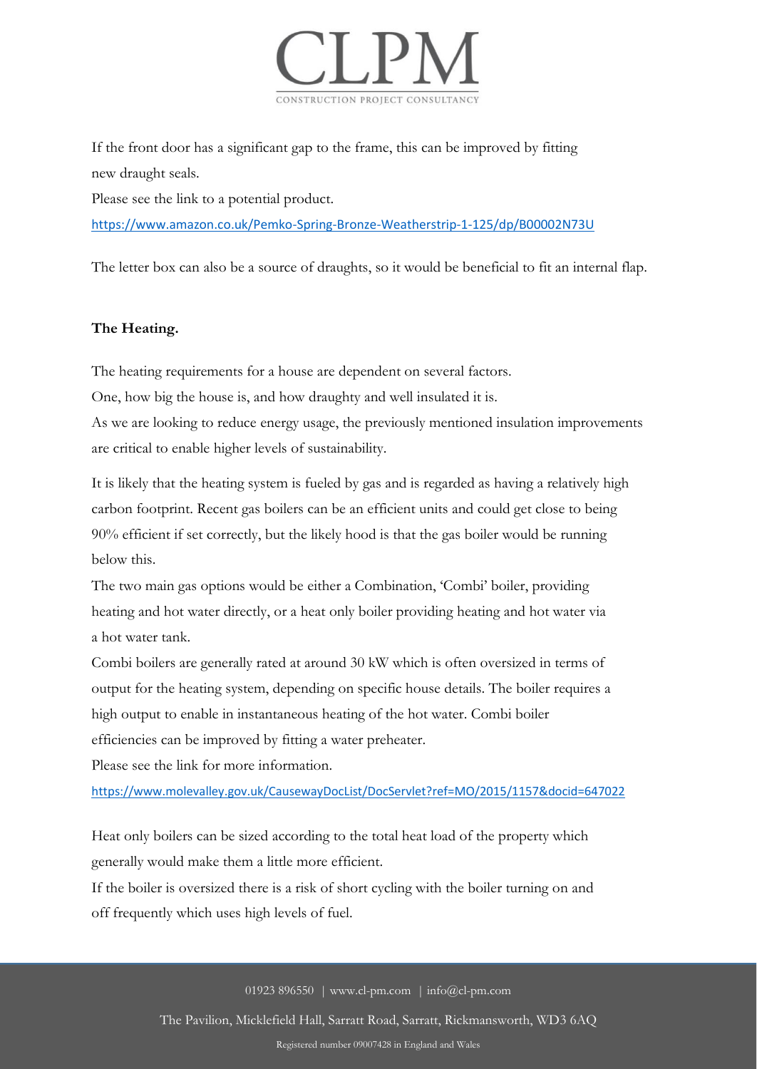If the front door has a significant gap to the frame, this can be improved by fitting new draught seals.

Please see the link to a potential product.

https://www.amazon.co.uk/Pemko-Spring-Bronze-Weatherstrip-1-125/dp/B00002N73U

The letter box can also be a source of draughts, so it would be beneficial to fit an internal flap.

**The Heating.**

The heating requirements for a house are dependent on several factors.

One, how big the house is, and how draughty and well insulated it is.

As we are looking to reduce energy usage, the previously mentioned insulation improvements are critical to enable higher levels of sustainability.

It is likely that the heating system is fueled by gas and is regarded as having a relatively high carbon footprint. Recent gas boilers can be an efficient units and could get close to being 90% efficient if set correctly, but the likely hood is that the gas boiler would be running below this.

The two main gas options would be either a Combination, 'Combi' boiler, providing heating and hot water directly, or a heat only boiler providing heating and hot water via a hot water tank.

Combi boilers are generally rated at around 30 kW which is often oversized in terms of output for the heating system, depending on specific house details. The boiler requires a high output to enable in instantaneous heating of the hot water. Combi boiler efficiencies can be improved by fitting a water preheater.

Please see the link for more information.

https://www.molevalley.gov.uk/CausewayDocList/DocServlet?ref=MO/2015/1157&docid=647022

Heat only boilers can be sized according to the total heat load of the property which generally would make them a little more efficient.

If the boiler is oversized there is a risk of short cycling with the boiler turning on and off frequently which uses high levels of fuel.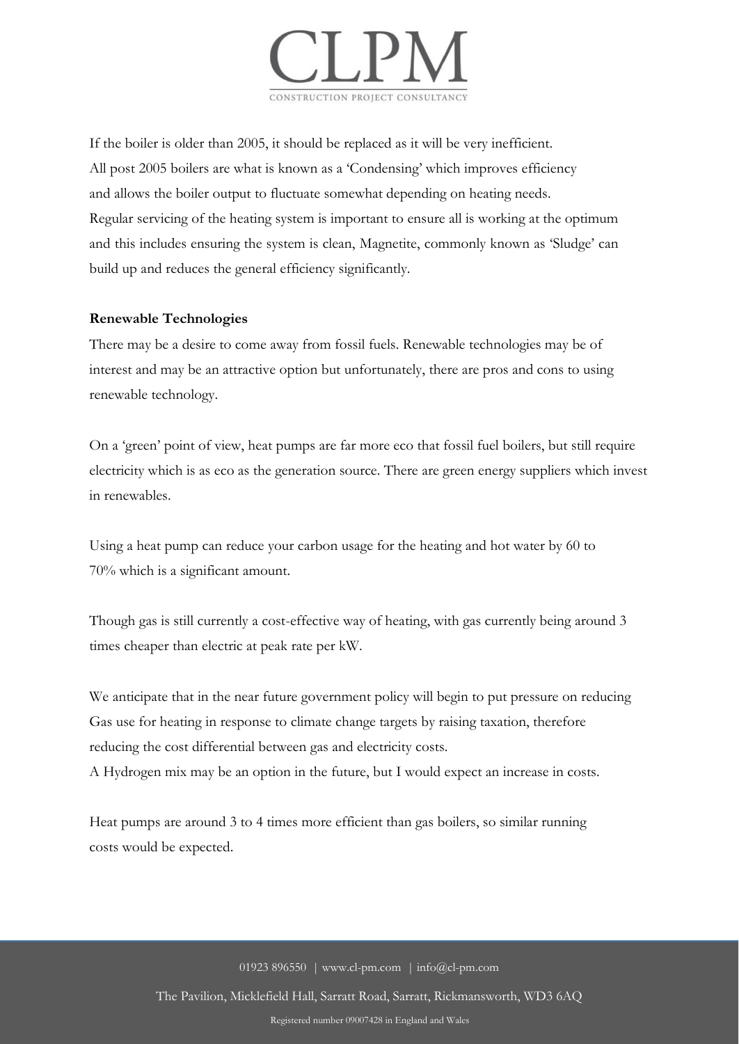If the boiler is older than 2005, it should be replaced as it will be very inefficient. All post 2005 boilers are what is known as a 'Condensing' which improves efficiency and allows the boiler output to fluctuate somewhat depending on heating needs. Regular servicing of the heating system is important to ensure all is working at the optimum and this includes ensuring the system is clean, Magnetite, commonly known as 'Sludge' can build up and reduces the general efficiency significantly.

**Renewable Technologies**

There may be a desire to come away from fossil fuels. Renewable technologies may be of interest and may be an attractive option but unfortunately, there are pros and cons to using renewable technology.

On a 'green' point of view, heat pumps are far more eco that fossil fuel boilers, but still require electricity which is as eco as the generation source. There are green energy suppliers which invest in renewables.

Using a heat pump can reduce your carbon usage for the heating and hot water by 60 to 70% which is a significant amount.

Though gas is still currently a cost-effective way of heating, with gas currently being around 3 times cheaper than electric at peak rate per kW.

We anticipate that in the near future government policy will begin to put pressure on reducing Gas use for heating in response to climate change targets by raising taxation, therefore reducing the cost differential between gas and electricity costs.
A Hydrogen mix may be an option in the future, but I would expect an increase in costs.

Heat pumps are around 3 to 4 times more efficient than gas boilers, so similar running costs would be expected.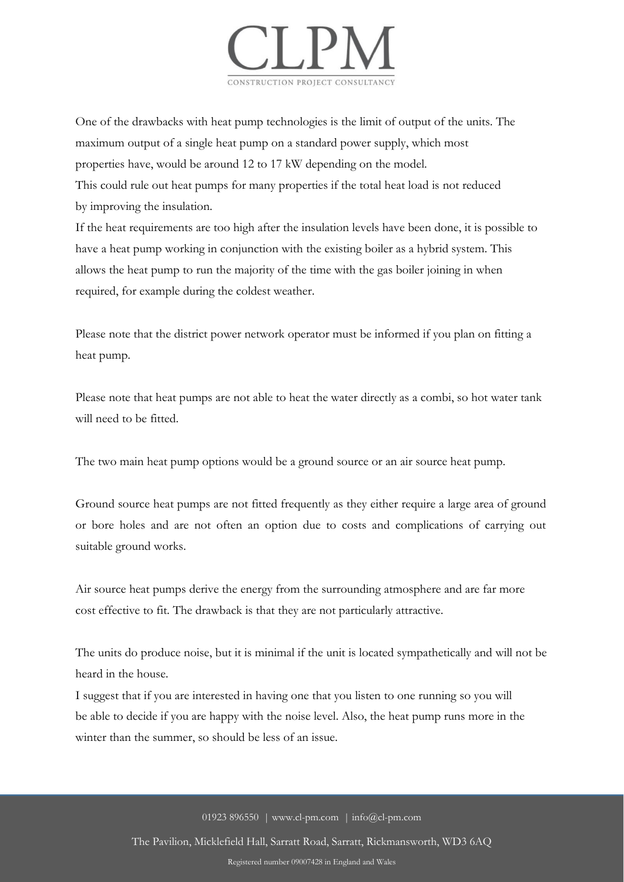One of the drawbacks with heat pump technologies is the limit of output of the units. The maximum output of a single heat pump on a standard power supply, which most properties have, would be around 12 to 17 kW depending on the model.
This could rule out heat pumps for many properties if the total heat load is not reduced by improving the insulation.
If the heat requirements are too high after the insulation levels have been done, it is possible to have a heat pump working in conjunction with the existing boiler as a hybrid system. This allows the heat pump to run the majority of the time with the gas boiler joining in when required, for example during the coldest weather.

Please note that the district power network operator must be informed if you plan on fitting a heat pump.

Please note that heat pumps are not able to heat the water directly as a combi, so hot water tank will need to be fitted.

The two main heat pump options would be a ground source or an air source heat pump.

Ground source heat pumps are not fitted frequently as they either require a large area of ground or bore holes and are not often an option due to costs and complications of carrying out suitable ground works.

Air source heat pumps derive the energy from the surrounding atmosphere and are far more cost effective to fit. The drawback is that they are not particularly attractive.

The units do produce noise, but it is minimal if the unit is located sympathetically and will not be heard in the house.
I suggest that if you are interested in having one that you listen to one running so you will be able to decide if you are happy with the noise level. Also, the heat pump runs more in the winter than the summer, so should be less of an issue.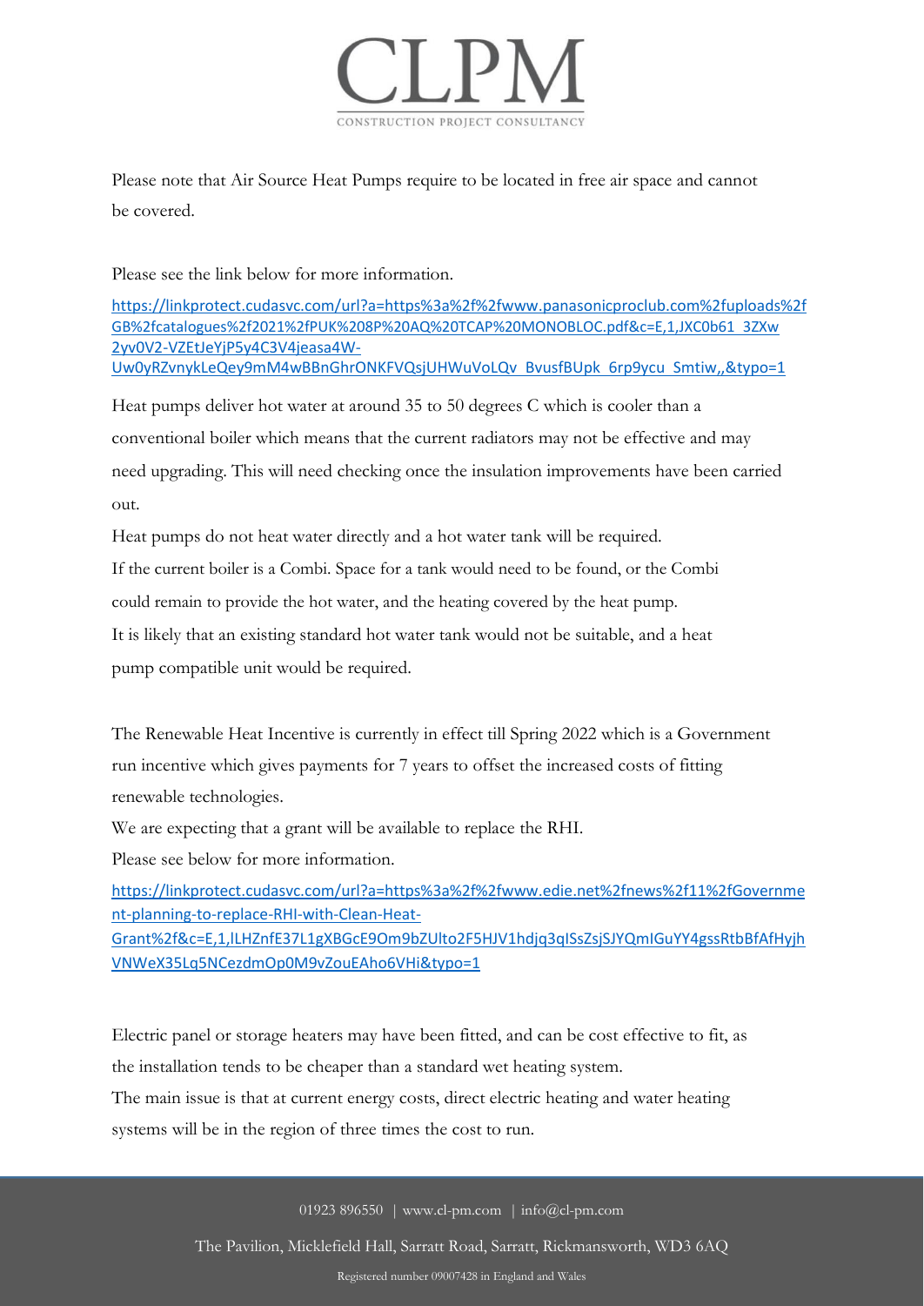Please note that Air Source Heat Pumps require to be located in free air space and cannot be covered.

Please see the link below for more information.

https://linkprotect.cudasvc.com/url?a=https%3a%2f%2fwww.panasonicproclub.com%2fuploads%2fGB%2fcatalogues%2f2021%2fPUK%208P%20AQ%20TCAP%20MONOBLOC.pdf&c=E,1,JXC0b61_3ZXw2yv0V2-VZEtJeYjP5y4C3V4jeasa4W-Uw0yRZvnykLeQey9mM4wBBnGhrONKFVQsjUHWuVoLQv_BvusfBUpk_6rp9ycu_Smtiw,,&typo=1

Heat pumps deliver hot water at around 35 to 50 degrees C which is cooler than a conventional boiler which means that the current radiators may not be effective and may need upgrading. This will need checking once the insulation improvements have been carried out.

Heat pumps do not heat water directly and a hot water tank will be required.

If the current boiler is a Combi. Space for a tank would need to be found, or the Combi could remain to provide the hot water, and the heating covered by the heat pump.

It is likely that an existing standard hot water tank would not be suitable, and a heat pump compatible unit would be required.

The Renewable Heat Incentive is currently in effect till Spring 2022 which is a Government run incentive which gives payments for 7 years to offset the increased costs of fitting renewable technologies.

We are expecting that a grant will be available to replace the RHI.

Please see below for more information.

https://linkprotect.cudasvc.com/url?a=https%3a%2f%2fwww.edie.net%2fnews%2f11%2fGovernment-planning-to-replace-RHI-with-Clean-Heat-Grant%2f&c=E,1,lLHZnfE37L1gXBGcE9Om9bZUlto2F5HJV1hdjq3qISsZsjSJYQmIGuYY4gssRtbBfAfHyjhVNWeX35Lq5NCezdmOp0M9vZouEAho6VHi&typo=1

Electric panel or storage heaters may have been fitted, and can be cost effective to fit, as the installation tends to be cheaper than a standard wet heating system.

The main issue is that at current energy costs, direct electric heating and water heating systems will be in the region of three times the cost to run.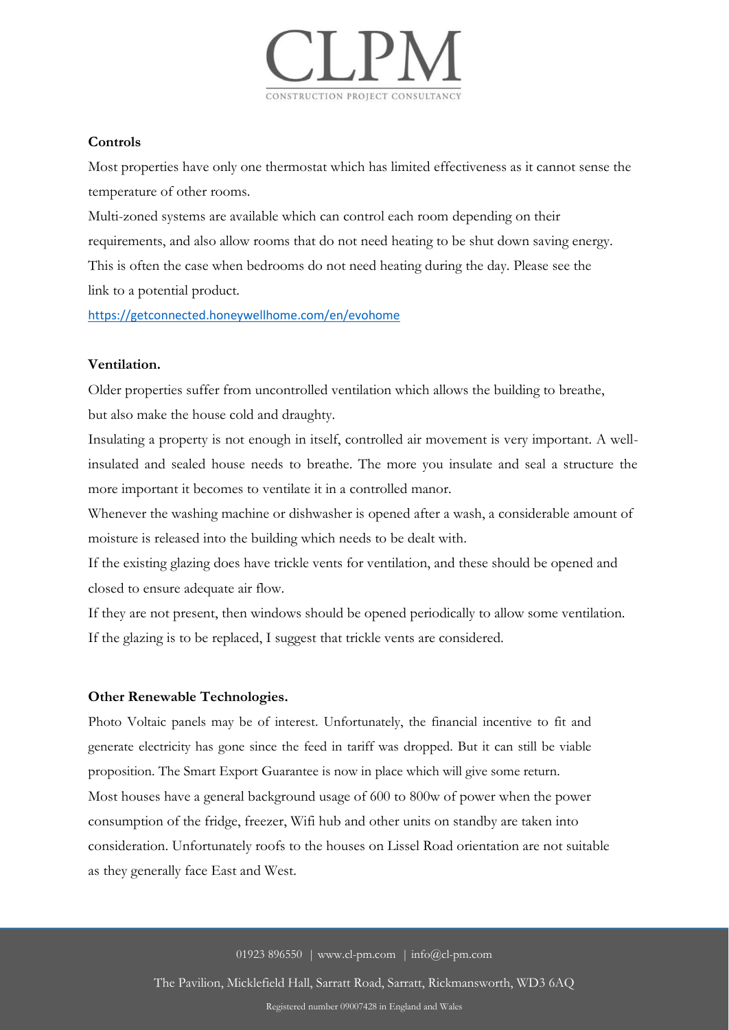**Controls**

Most properties have only one thermostat which has limited effectiveness as it cannot sense the temperature of other rooms.

Multi-zoned systems are available which can control each room depending on their requirements, and also allow rooms that do not need heating to be shut down saving energy. This is often the case when bedrooms do not need heating during the day. Please see the link to a potential product.

https://getconnected.honeywellhome.com/en/evohome

**Ventilation.**

Older properties suffer from uncontrolled ventilation which allows the building to breathe, but also make the house cold and draughty.

Insulating a property is not enough in itself, controlled air movement is very important. A well-insulated and sealed house needs to breathe. The more you insulate and seal a structure the more important it becomes to ventilate it in a controlled manor.

Whenever the washing machine or dishwasher is opened after a wash, a considerable amount of moisture is released into the building which needs to be dealt with.

If the existing glazing does have trickle vents for ventilation, and these should be opened and closed to ensure adequate air flow.

If they are not present, then windows should be opened periodically to allow some ventilation. If the glazing is to be replaced, I suggest that trickle vents are considered.

**Other Renewable Technologies.**

Photo Voltaic panels may be of interest. Unfortunately, the financial incentive to fit and generate electricity has gone since the feed in tariff was dropped. But it can still be viable proposition. The Smart Export Guarantee is now in place which will give some return.

Most houses have a general background usage of 600 to 800w of power when the power consumption of the fridge, freezer, Wifi hub and other units on standby are taken into consideration. Unfortunately roofs to the houses on Lissel Road orientation are not suitable as they generally face East and West.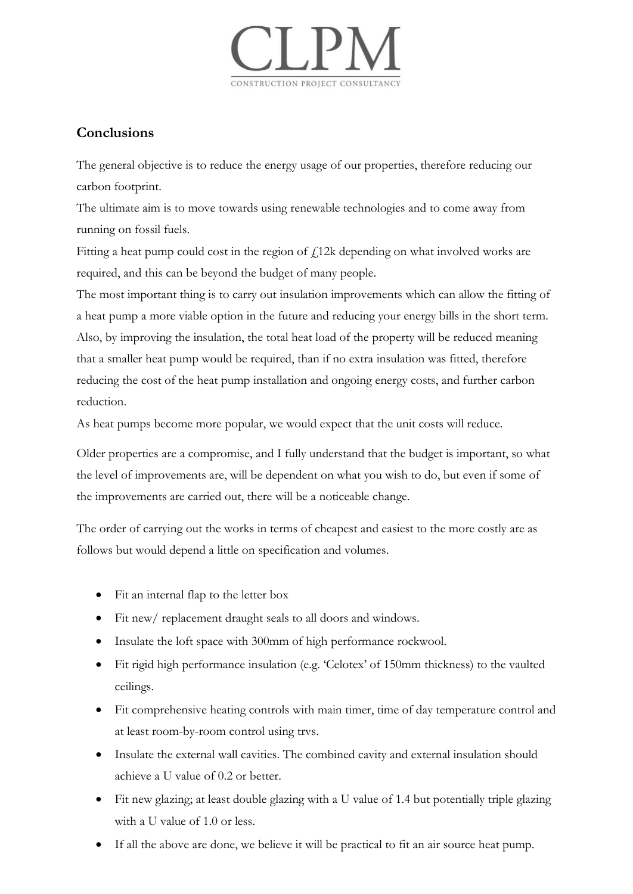## Conclusions

The general objective is to reduce the energy usage of our properties, therefore reducing our carbon footprint.

The ultimate aim is to move towards using renewable technologies and to come away from running on fossil fuels.

Fitting a heat pump could cost in the region of £12k depending on what involved works are required, and this can be beyond the budget of many people.

The most important thing is to carry out insulation improvements which can allow the fitting of a heat pump a more viable option in the future and reducing your energy bills in the short term. Also, by improving the insulation, the total heat load of the property will be reduced meaning that a smaller heat pump would be required, than if no extra insulation was fitted, therefore reducing the cost of the heat pump installation and ongoing energy costs, and further carbon reduction.

As heat pumps become more popular, we would expect that the unit costs will reduce.

Older properties are a compromise, and I fully understand that the budget is important, so what the level of improvements are, will be dependent on what you wish to do, but even if some of the improvements are carried out, there will be a noticeable change.

The order of carrying out the works in terms of cheapest and easiest to the more costly are as follows but would depend a little on specification and volumes.

- Fit an internal flap to the letter box
- Fit new/ replacement draught seals to all doors and windows.
- Insulate the loft space with 300mm of high performance rockwool.
- Fit rigid high performance insulation (e.g. 'Celotex' of 150mm thickness) to the vaulted ceilings.
- Fit comprehensive heating controls with main timer, time of day temperature control and at least room-by-room control using trvs.
- Insulate the external wall cavities. The combined cavity and external insulation should achieve a U value of 0.2 or better.
- Fit new glazing; at least double glazing with a U value of 1.4 but potentially triple glazing with a U value of 1.0 or less.
- If all the above are done, we believe it will be practical to fit an air source heat pump.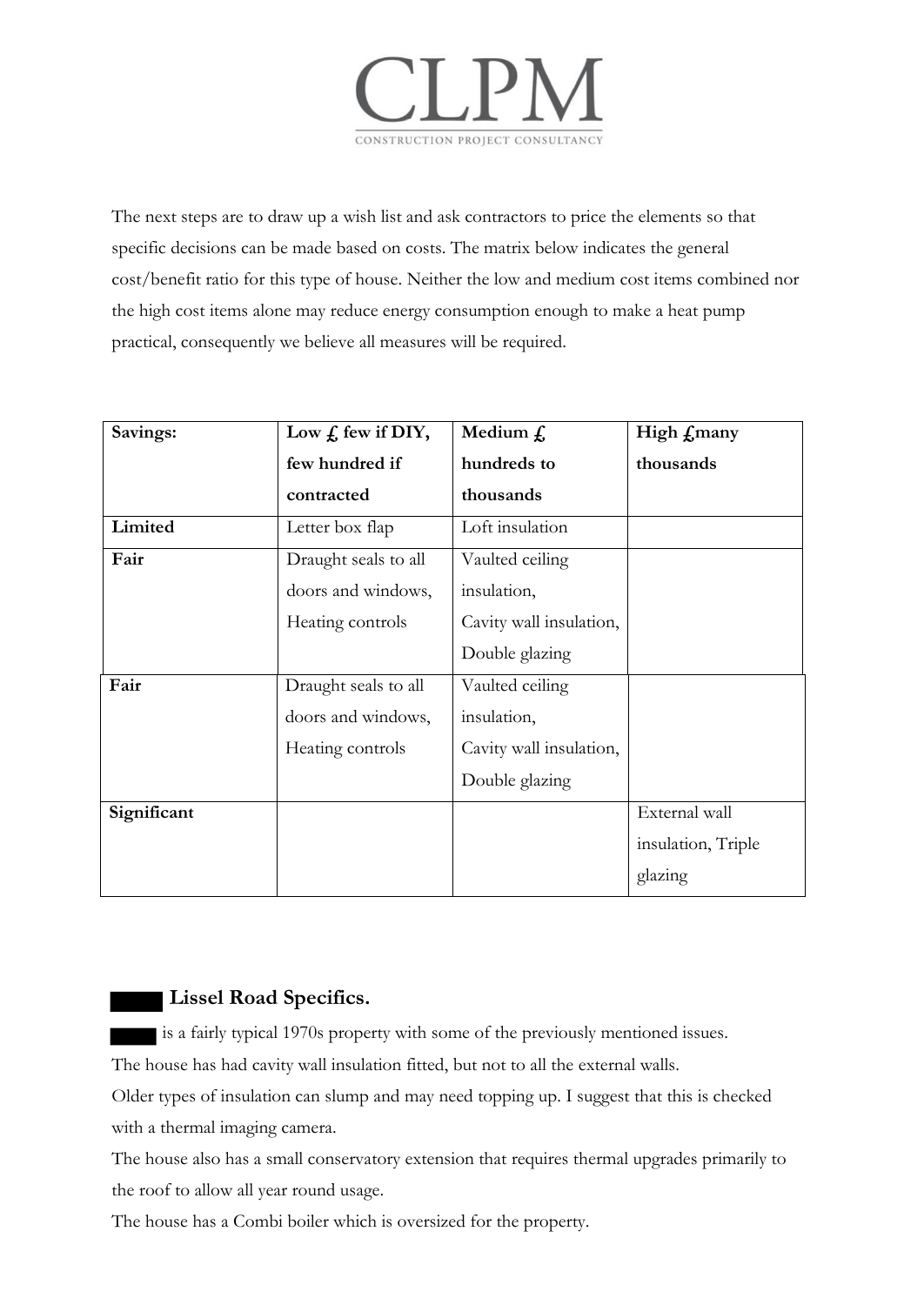The next steps are to draw up a wish list and ask contractors to price the elements so that specific decisions can be made based on costs. The matrix below indicates the general cost/benefit ratio for this type of house. Neither the low and medium cost items combined nor the high cost items alone may reduce energy consumption enough to make a heat pump practical, consequently we believe all measures will be required.

| Savings: | Low £ few if DIY, few hundred if contracted | Medium £ hundreds to thousands | High £many thousands |
|---|---|---|---|
| Limited | Letter box flap | Loft insulation | |
| Fair | Draught seals to all doors and windows, Heating controls | Vaulted ceiling insulation, Cavity wall insulation, Double glazing | |
| Fair | Draught seals to all doors and windows, Heating controls | Vaulted ceiling insulation, Cavity wall insulation, Double glazing | |
| Significant | | | External wall insulation, Triple glazing |

## ████ Lissel Road Specifics.

████ is a fairly typical 1970s property with some of the previously mentioned issues.

The house has had cavity wall insulation fitted, but not to all the external walls.

Older types of insulation can slump and may need topping up. I suggest that this is checked with a thermal imaging camera.

The house also has a small conservatory extension that requires thermal upgrades primarily to the roof to allow all year round usage.

The house has a Combi boiler which is oversized for the property.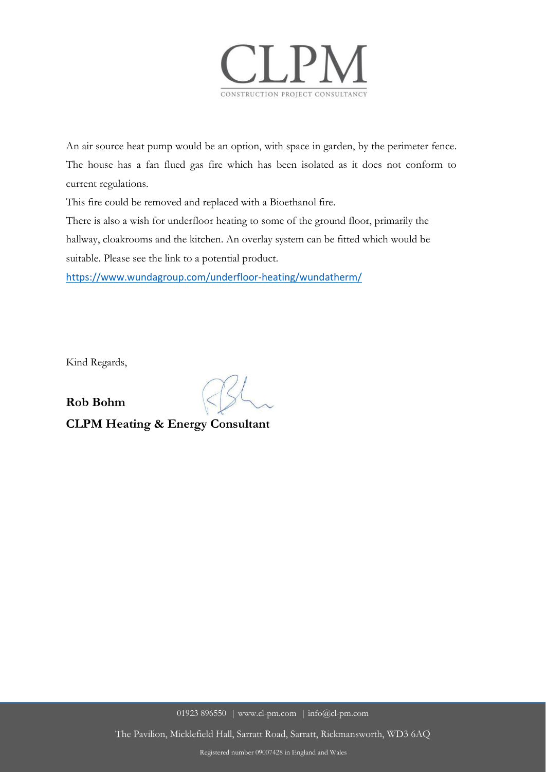An air source heat pump would be an option, with space in garden, by the perimeter fence. The house has a fan flued gas fire which has been isolated as it does not conform to current regulations.

This fire could be removed and replaced with a Bioethanol fire.

There is also a wish for underfloor heating to some of the ground floor, primarily the hallway, cloakrooms and the kitchen. An overlay system can be fitted which would be suitable. Please see the link to a potential product.

https://www.wundagroup.com/underfloor-heating/wundatherm/

Kind Regards,

**Rob Bohm**

**CLPM Heating & Energy Consultant**